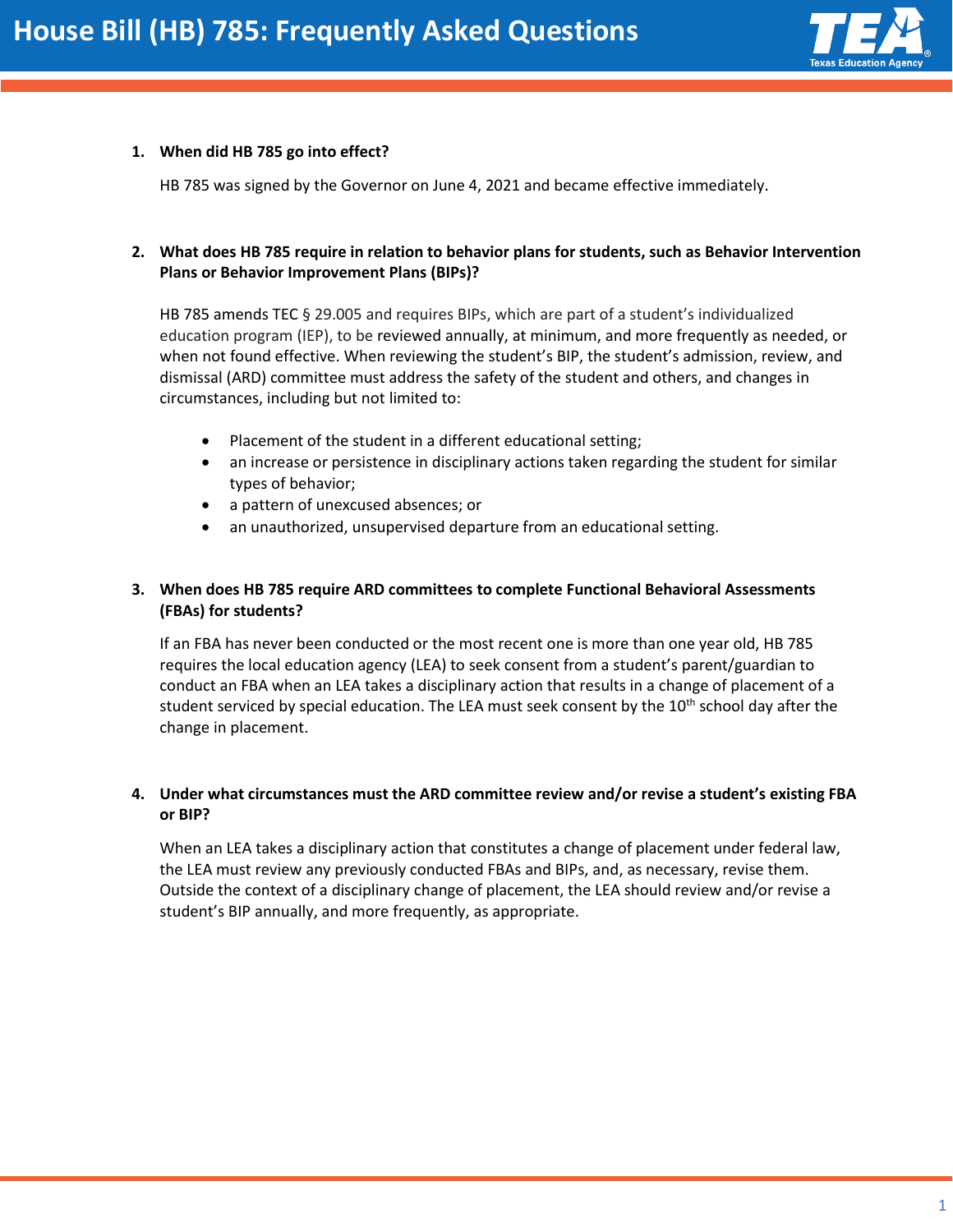# House Bill (HB) 785: Frequently Asked Questions

1. **When did HB 785 go into effect?**

   HB 785 was signed by the Governor on June 4, 2021 and became effective immediately.

2. **What does HB 785 require in relation to behavior plans for students, such as Behavior Intervention Plans or Behavior Improvement Plans (BIPs)?**

   HB 785 amends TEC § 29.005 and requires BIPs, which are part of a student's individualized education program (IEP), to be reviewed annually, at minimum, and more frequently as needed, or when not found effective. When reviewing the student's BIP, the student's admission, review, and dismissal (ARD) committee must address the safety of the student and others, and changes in circumstances, including but not limited to:

   - Placement of the student in a different educational setting;
   - an increase or persistence in disciplinary actions taken regarding the student for similar types of behavior;
   - a pattern of unexcused absences; or
   - an unauthorized, unsupervised departure from an educational setting.

3. **When does HB 785 require ARD committees to complete Functional Behavioral Assessments (FBAs) for students?**

   If an FBA has never been conducted or the most recent one is more than one year old, HB 785 requires the local education agency (LEA) to seek consent from a student's parent/guardian to conduct an FBA when an LEA takes a disciplinary action that results in a change of placement of a student serviced by special education. The LEA must seek consent by the 10th school day after the change in placement.

4. **Under what circumstances must the ARD committee review and/or revise a student's existing FBA or BIP?**

   When an LEA takes a disciplinary action that constitutes a change of placement under federal law, the LEA must review any previously conducted FBAs and BIPs, and, as necessary, revise them. Outside the context of a disciplinary change of placement, the LEA should review and/or revise a student's BIP annually, and more frequently, as appropriate.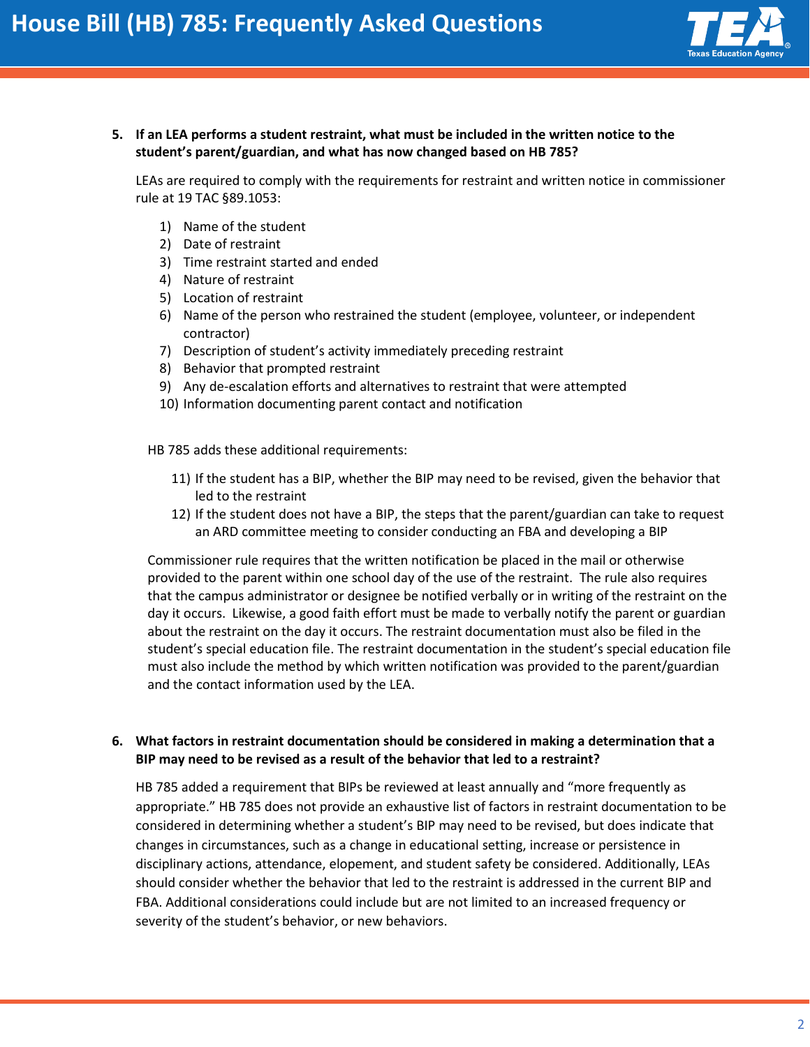5. **If an LEA performs a student restraint, what must be included in the written notice to the student's parent/guardian, and what has now changed based on HB 785?**

   LEAs are required to comply with the requirements for restraint and written notice in commissioner rule at 19 TAC §89.1053:

   1) Name of the student
   2) Date of restraint
   3) Time restraint started and ended
   4) Nature of restraint
   5) Location of restraint
   6) Name of the person who restrained the student (employee, volunteer, or independent contractor)
   7) Description of student's activity immediately preceding restraint
   8) Behavior that prompted restraint
   9) Any de-escalation efforts and alternatives to restraint that were attempted
   10) Information documenting parent contact and notification

   HB 785 adds these additional requirements:

   11) If the student has a BIP, whether the BIP may need to be revised, given the behavior that led to the restraint
   12) If the student does not have a BIP, the steps that the parent/guardian can take to request an ARD committee meeting to consider conducting an FBA and developing a BIP

   Commissioner rule requires that the written notification be placed in the mail or otherwise provided to the parent within one school day of the use of the restraint. The rule also requires that the campus administrator or designee be notified verbally or in writing of the restraint on the day it occurs. Likewise, a good faith effort must be made to verbally notify the parent or guardian about the restraint on the day it occurs. The restraint documentation must also be filed in the student's special education file. The restraint documentation in the student's special education file must also include the method by which written notification was provided to the parent/guardian and the contact information used by the LEA.

6. **What factors in restraint documentation should be considered in making a determination that a BIP may need to be revised as a result of the behavior that led to a restraint?**

   HB 785 added a requirement that BIPs be reviewed at least annually and "more frequently as appropriate." HB 785 does not provide an exhaustive list of factors in restraint documentation to be considered in determining whether a student's BIP may need to be revised, but does indicate that changes in circumstances, such as a change in educational setting, increase or persistence in disciplinary actions, attendance, elopement, and student safety be considered. Additionally, LEAs should consider whether the behavior that led to the restraint is addressed in the current BIP and FBA. Additional considerations could include but are not limited to an increased frequency or severity of the student's behavior, or new behaviors.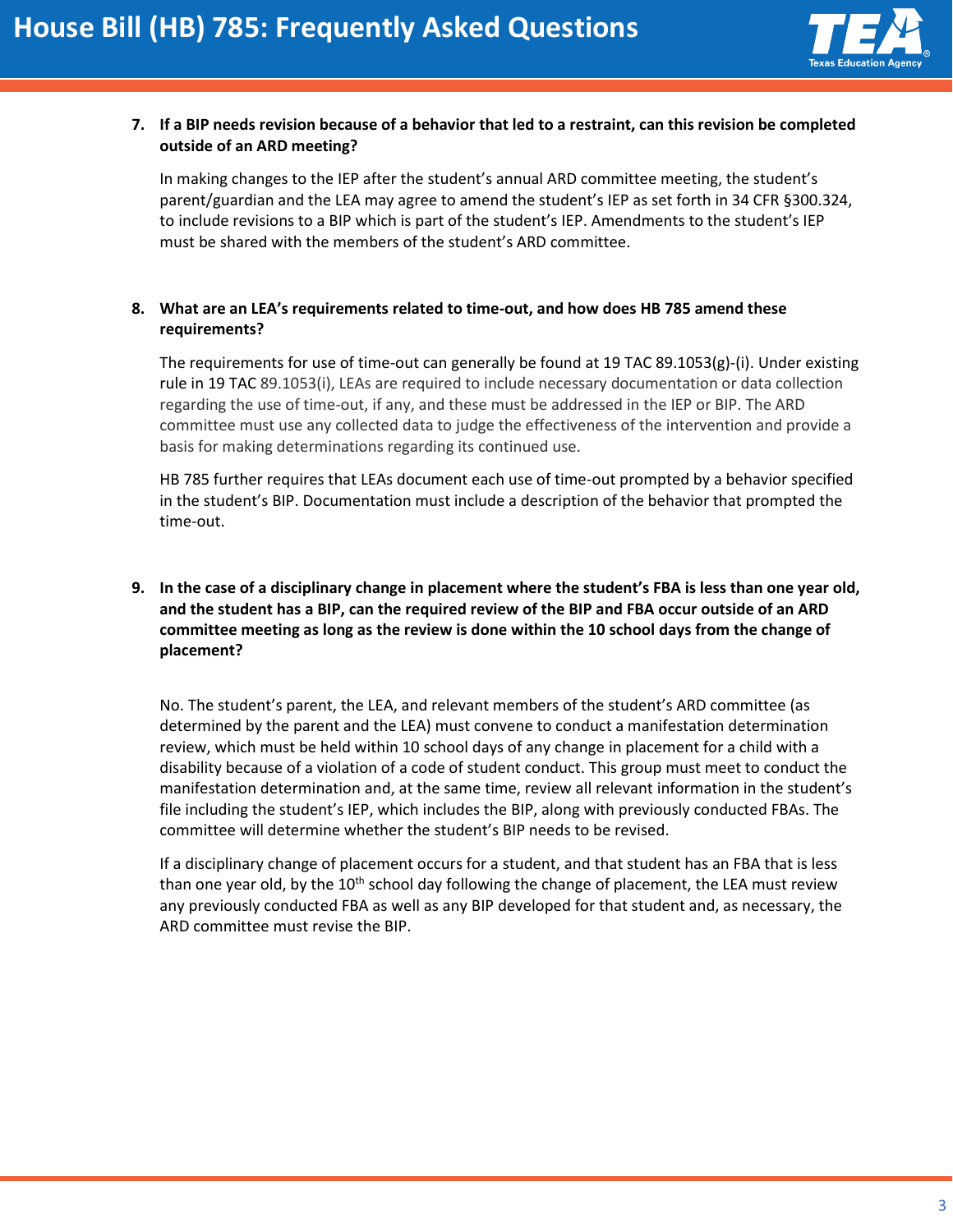7. **If a BIP needs revision because of a behavior that led to a restraint, can this revision be completed outside of an ARD meeting?**

   In making changes to the IEP after the student's annual ARD committee meeting, the student's parent/guardian and the LEA may agree to amend the student's IEP as set forth in 34 CFR §300.324, to include revisions to a BIP which is part of the student's IEP. Amendments to the student's IEP must be shared with the members of the student's ARD committee.

8. **What are an LEA's requirements related to time-out, and how does HB 785 amend these requirements?**

   The requirements for use of time-out can generally be found at 19 TAC 89.1053(g)-(i). Under existing rule in 19 TAC 89.1053(i), LEAs are required to include necessary documentation or data collection regarding the use of time-out, if any, and these must be addressed in the IEP or BIP. The ARD committee must use any collected data to judge the effectiveness of the intervention and provide a basis for making determinations regarding its continued use.

   HB 785 further requires that LEAs document each use of time-out prompted by a behavior specified in the student's BIP. Documentation must include a description of the behavior that prompted the time-out.

9. **In the case of a disciplinary change in placement where the student's FBA is less than one year old, and the student has a BIP, can the required review of the BIP and FBA occur outside of an ARD committee meeting as long as the review is done within the 10 school days from the change of placement?**

   No. The student's parent, the LEA, and relevant members of the student's ARD committee (as determined by the parent and the LEA) must convene to conduct a manifestation determination review, which must be held within 10 school days of any change in placement for a child with a disability because of a violation of a code of student conduct. This group must meet to conduct the manifestation determination and, at the same time, review all relevant information in the student's file including the student's IEP, which includes the BIP, along with previously conducted FBAs. The committee will determine whether the student's BIP needs to be revised.

   If a disciplinary change of placement occurs for a student, and that student has an FBA that is less than one year old, by the 10th school day following the change of placement, the LEA must review any previously conducted FBA as well as any BIP developed for that student and, as necessary, the ARD committee must revise the BIP.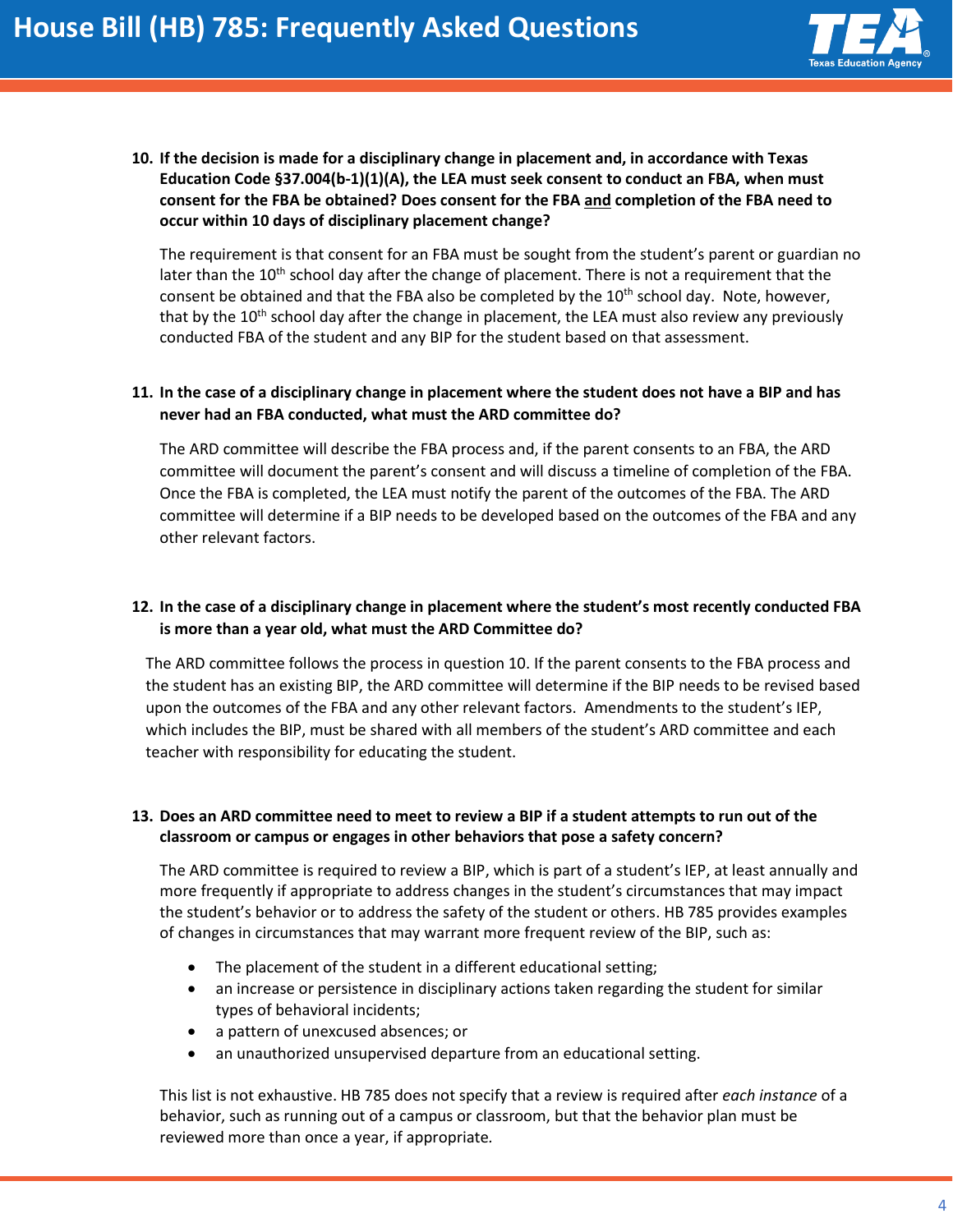10. **If the decision is made for a disciplinary change in placement and, in accordance with Texas Education Code §37.004(b-1)(1)(A), the LEA must seek consent to conduct an FBA, when must consent for the FBA be obtained? Does consent for the FBA <u>and</u> completion of the FBA need to occur within 10 days of disciplinary placement change?**

    The requirement is that consent for an FBA must be sought from the student's parent or guardian no later than the 10th school day after the change of placement. There is not a requirement that the consent be obtained and that the FBA also be completed by the 10th school day. Note, however, that by the 10th school day after the change in placement, the LEA must also review any previously conducted FBA of the student and any BIP for the student based on that assessment.

11. **In the case of a disciplinary change in placement where the student does not have a BIP and has never had an FBA conducted, what must the ARD committee do?**

    The ARD committee will describe the FBA process and, if the parent consents to an FBA, the ARD committee will document the parent's consent and will discuss a timeline of completion of the FBA. Once the FBA is completed, the LEA must notify the parent of the outcomes of the FBA. The ARD committee will determine if a BIP needs to be developed based on the outcomes of the FBA and any other relevant factors.

12. **In the case of a disciplinary change in placement where the student's most recently conducted FBA is more than a year old, what must the ARD Committee do?**

    The ARD committee follows the process in question 10. If the parent consents to the FBA process and the student has an existing BIP, the ARD committee will determine if the BIP needs to be revised based upon the outcomes of the FBA and any other relevant factors. Amendments to the student's IEP, which includes the BIP, must be shared with all members of the student's ARD committee and each teacher with responsibility for educating the student.

13. **Does an ARD committee need to meet to review a BIP if a student attempts to run out of the classroom or campus or engages in other behaviors that pose a safety concern?**

    The ARD committee is required to review a BIP, which is part of a student's IEP, at least annually and more frequently if appropriate to address changes in the student's circumstances that may impact the student's behavior or to address the safety of the student or others. HB 785 provides examples of changes in circumstances that may warrant more frequent review of the BIP, such as:

    - The placement of the student in a different educational setting;
    - an increase or persistence in disciplinary actions taken regarding the student for similar types of behavioral incidents;
    - a pattern of unexcused absences; or
    - an unauthorized unsupervised departure from an educational setting.

    This list is not exhaustive. HB 785 does not specify that a review is required after *each instance* of a behavior, such as running out of a campus or classroom, but that the behavior plan must be reviewed more than once a year, if appropriate.